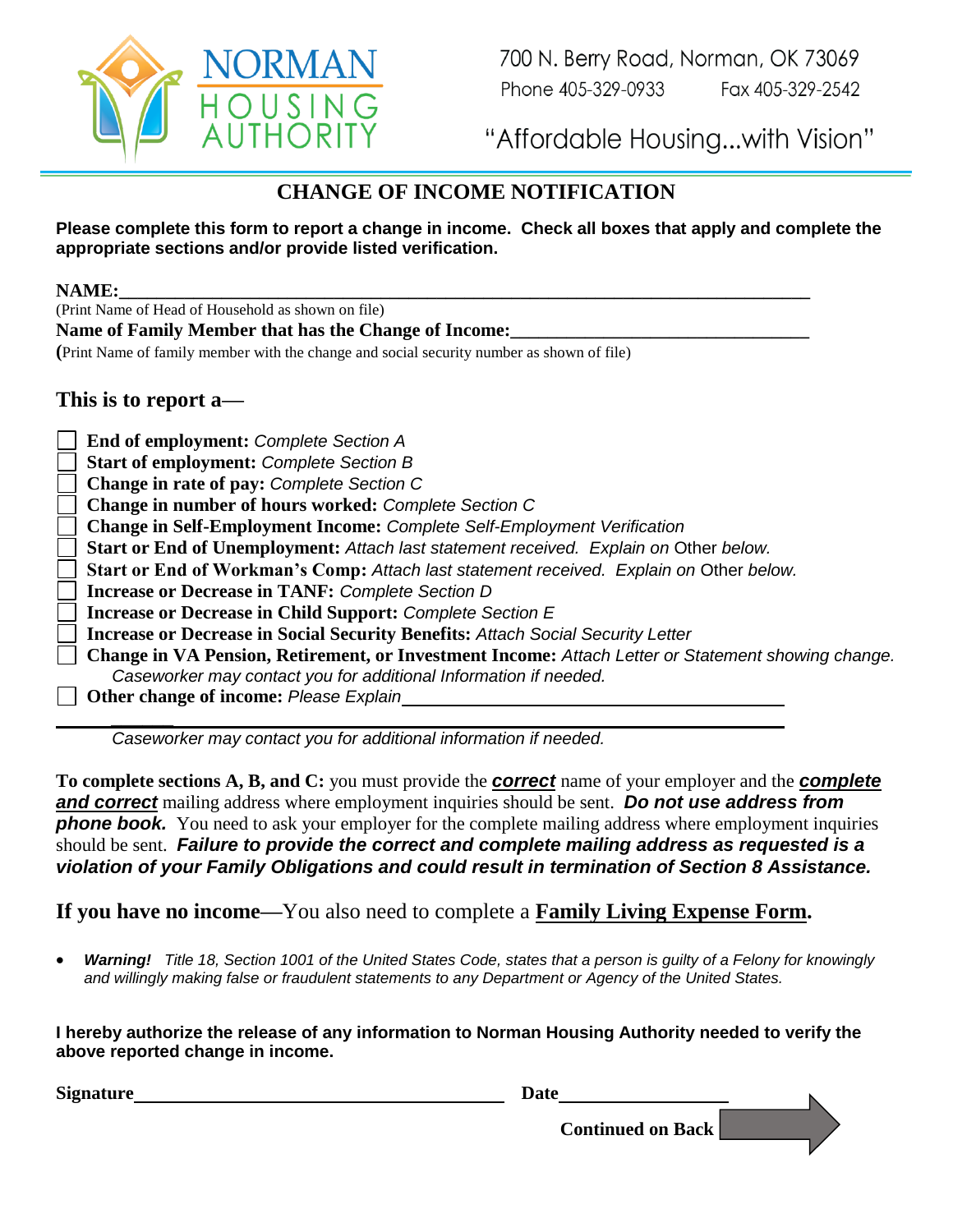NORMAN HOUSING AUTHORITY

700 N. Berry Road, Norman, OK 73069
Phone 405-329-0933 Fax 405-329-2542

"Affordable Housing...with Vision"

# CHANGE OF INCOME NOTIFICATION

**Please complete this form to report a change in income. Check all boxes that apply and complete the appropriate sections and/or provide listed verification.**

**NAME:**_______________________________________________________________________________
(Print Name of Head of Household as shown on file)
**Name of Family Member that has the Change of Income:**_______________________________
(Print Name of family member with the change and social security number as shown of file)

## This is to report a—

- ☐ **End of employment:** *Complete Section A*
- ☐ **Start of employment:** *Complete Section B*
- ☐ **Change in rate of pay:** *Complete Section C*
- ☐ **Change in number of hours worked:** *Complete Section C*
- ☐ **Change in Self-Employment Income:** *Complete Self-Employment Verification*
- ☐ **Start or End of Unemployment:** *Attach last statement received. Explain on* Other *below.*
- ☐ **Start or End of Workman's Comp:** *Attach last statement received. Explain on* Other *below.*
- ☐ **Increase or Decrease in TANF:** *Complete Section D*
- ☐ **Increase or Decrease in Child Support:** *Complete Section E*
- ☐ **Increase or Decrease in Social Security Benefits:** *Attach Social Security Letter*
- ☐ **Change in VA Pension, Retirement, or Investment Income:** *Attach Letter or Statement showing change. Caseworker may contact you for additional Information if needed.*
- ☐ **Other change of income:** *Please Explain*_______________________________________

_______________________________________________________________________________
*Caseworker may contact you for additional information if needed.*

**To complete sections A, B, and C:** you must provide the ***correct*** name of your employer and the ***complete and correct*** mailing address where employment inquiries should be sent. ***Do not use address from phone book.*** You need to ask your employer for the complete mailing address where employment inquiries should be sent. ***Failure to provide the correct and complete mailing address as requested is a violation of your Family Obligations and could result in termination of Section 8 Assistance.***

**If you have no income**—You also need to complete a **Family Living Expense Form.**

- ***Warning!*** *Title 18, Section 1001 of the United States Code, states that a person is guilty of a Felony for knowingly and willingly making false or fraudulent statements to any Department or Agency of the United States.*

**I hereby authorize the release of any information to Norman Housing Authority needed to verify the above reported change in income.**

**Signature**_________________________________ **Date**__________________

**Continued on Back**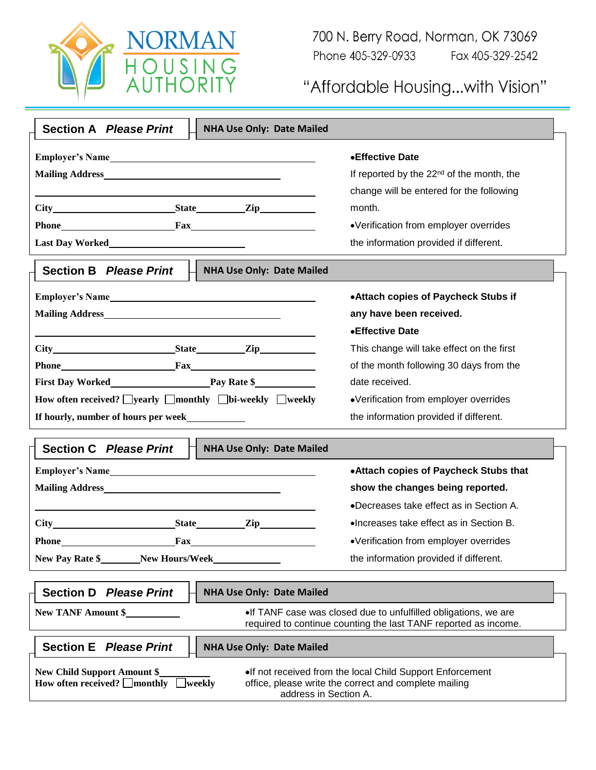# NORMAN HOUSING AUTHORITY

700 N. Berry Road, Norman, OK 73069
Phone 405-329-0933 Fax 405-329-2542

"Affordable Housing...with Vision"

## Section A *Please Print*

**NHA Use Only: Date Mailed**

**Employer's Name**\_\_\_\_\_\_\_\_\_\_\_\_\_\_\_\_\_\_\_\_\_\_\_\_\_\_\_\_\_\_\_\_\_\_

**Mailing Address**\_\_\_\_\_\_\_\_\_\_\_\_\_\_\_\_\_\_\_\_\_\_\_\_\_\_\_\_\_\_

\_\_\_\_\_\_\_\_\_\_\_\_\_\_\_\_\_\_\_\_\_\_\_\_\_\_\_\_\_\_\_\_\_\_\_\_\_\_\_\_\_\_\_\_

**City**\_\_\_\_\_\_\_\_\_\_\_\_\_\_\_\_\_\_\_\_ **State**\_\_\_\_\_\_\_\_ **Zip**\_\_\_\_\_\_\_\_\_

**Phone**\_\_\_\_\_\_\_\_\_\_\_\_\_\_\_\_\_\_\_\_ **Fax**\_\_\_\_\_\_\_\_\_\_\_\_\_\_\_\_\_\_\_\_

**Last Day Worked**\_\_\_\_\_\_\_\_\_\_\_\_\_\_\_\_\_\_\_\_\_\_\_\_

- **Effective Date**
  If reported by the 22nd of the month, the change will be entered for the following month.
- Verification from employer overrides the information provided if different.

## Section B *Please Print*

**NHA Use Only: Date Mailed**

**Employer's Name**\_\_\_\_\_\_\_\_\_\_\_\_\_\_\_\_\_\_\_\_\_\_\_\_\_\_\_\_\_\_\_\_\_\_

**Mailing Address**\_\_\_\_\_\_\_\_\_\_\_\_\_\_\_\_\_\_\_\_\_\_\_\_\_\_\_\_\_\_

\_\_\_\_\_\_\_\_\_\_\_\_\_\_\_\_\_\_\_\_\_\_\_\_\_\_\_\_\_\_\_\_\_\_\_\_\_\_\_\_\_\_\_\_

**City**\_\_\_\_\_\_\_\_\_\_\_\_\_\_\_\_\_\_\_\_ **State**\_\_\_\_\_\_\_\_ **Zip**\_\_\_\_\_\_\_\_\_

**Phone**\_\_\_\_\_\_\_\_\_\_\_\_\_\_\_\_\_\_\_\_ **Fax**\_\_\_\_\_\_\_\_\_\_\_\_\_\_\_\_\_\_\_\_

**First Day Worked**\_\_\_\_\_\_\_\_\_\_\_\_\_\_\_\_ **Pay Rate $**\_\_\_\_\_\_\_\_\_

**How often received?** ☐ **yearly** ☐ **monthly** ☐ **bi-weekly** ☐ **weekly**

**If hourly, number of hours per week**\_\_\_\_\_\_\_\_\_\_

- **Attach copies of Paycheck Stubs if any have been received.**
- **Effective Date**
  This change will take effect on the first of the month following 30 days from the date received.
- Verification from employer overrides the information provided if different.

## Section C *Please Print*

**NHA Use Only: Date Mailed**

**Employer's Name**\_\_\_\_\_\_\_\_\_\_\_\_\_\_\_\_\_\_\_\_\_\_\_\_\_\_\_\_\_\_\_\_\_\_

**Mailing Address**\_\_\_\_\_\_\_\_\_\_\_\_\_\_\_\_\_\_\_\_\_\_\_\_\_\_\_\_\_\_

\_\_\_\_\_\_\_\_\_\_\_\_\_\_\_\_\_\_\_\_\_\_\_\_\_\_\_\_\_\_\_\_\_\_\_\_\_\_\_\_\_\_\_\_

**City**\_\_\_\_\_\_\_\_\_\_\_\_\_\_\_\_\_\_\_\_ **State**\_\_\_\_\_\_\_\_ **Zip**\_\_\_\_\_\_\_\_\_

**Phone**\_\_\_\_\_\_\_\_\_\_\_\_\_\_\_\_\_\_\_\_ **Fax**\_\_\_\_\_\_\_\_\_\_\_\_\_\_\_\_\_\_\_\_

**New Pay Rate $**\_\_\_\_\_\_\_ **New Hours/Week**\_\_\_\_\_\_\_\_\_\_\_

- **Attach copies of Paycheck Stubs that show the changes being reported.**
- Decreases take effect as in Section A.
- Increases take effect as in Section B.
- Verification from employer overrides the information provided if different.

## Section D *Please Print*

**NHA Use Only: Date Mailed**

**New TANF Amount $**\_\_\_\_\_\_\_\_\_

- If TANF case was closed due to unfulfilled obligations, we are required to continue counting the last TANF reported as income.

## Section E *Please Print*

**NHA Use Only: Date Mailed**

**New Child Support Amount $**\_\_\_\_\_\_\_\_\_

**How often received?** ☐ **monthly** ☐ **weekly**

- If not received from the local Child Support Enforcement office, please write the correct and complete mailing address in Section A.